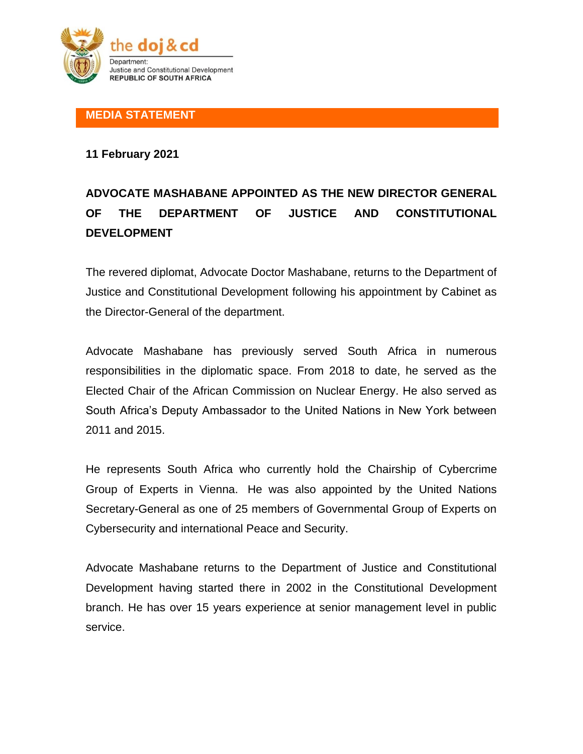the doj & cd

Department:
Justice and Constitutional Development
REPUBLIC OF SOUTH AFRICA

**MEDIA STATEMENT**

**11 February 2021**

## ADVOCATE MASHABANE APPOINTED AS THE NEW DIRECTOR GENERAL OF THE DEPARTMENT OF JUSTICE AND CONSTITUTIONAL DEVELOPMENT

The revered diplomat, Advocate Doctor Mashabane, returns to the Department of Justice and Constitutional Development following his appointment by Cabinet as the Director-General of the department.

Advocate Mashabane has previously served South Africa in numerous responsibilities in the diplomatic space. From 2018 to date, he served as the Elected Chair of the African Commission on Nuclear Energy. He also served as South Africa's Deputy Ambassador to the United Nations in New York between 2011 and 2015.

He represents South Africa who currently hold the Chairship of Cybercrime Group of Experts in Vienna. He was also appointed by the United Nations Secretary-General as one of 25 members of Governmental Group of Experts on Cybersecurity and international Peace and Security.

Advocate Mashabane returns to the Department of Justice and Constitutional Development having started there in 2002 in the Constitutional Development branch. He has over 15 years experience at senior management level in public service.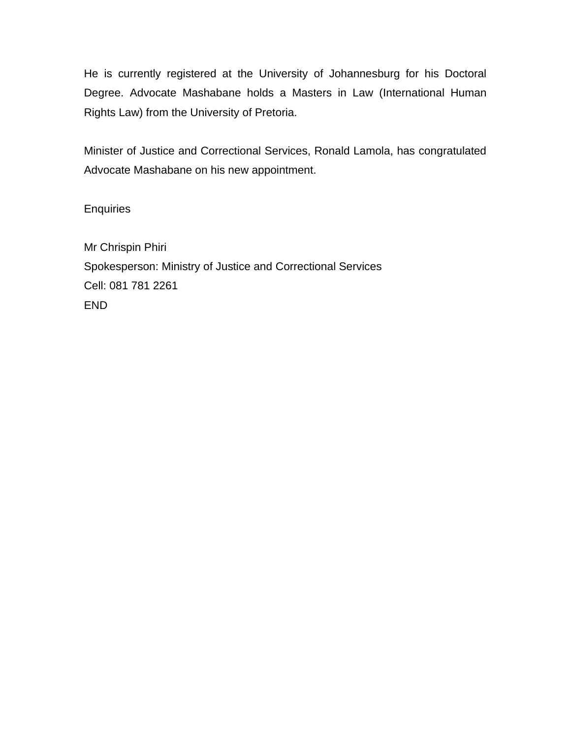He is currently registered at the University of Johannesburg for his Doctoral Degree. Advocate Mashabane holds a Masters in Law (International Human Rights Law) from the University of Pretoria.

Minister of Justice and Correctional Services, Ronald Lamola, has congratulated Advocate Mashabane on his new appointment.

Enquiries

Mr Chrispin Phiri  
Spokesperson: Ministry of Justice and Correctional Services  
Cell: 081 781 2261  
END